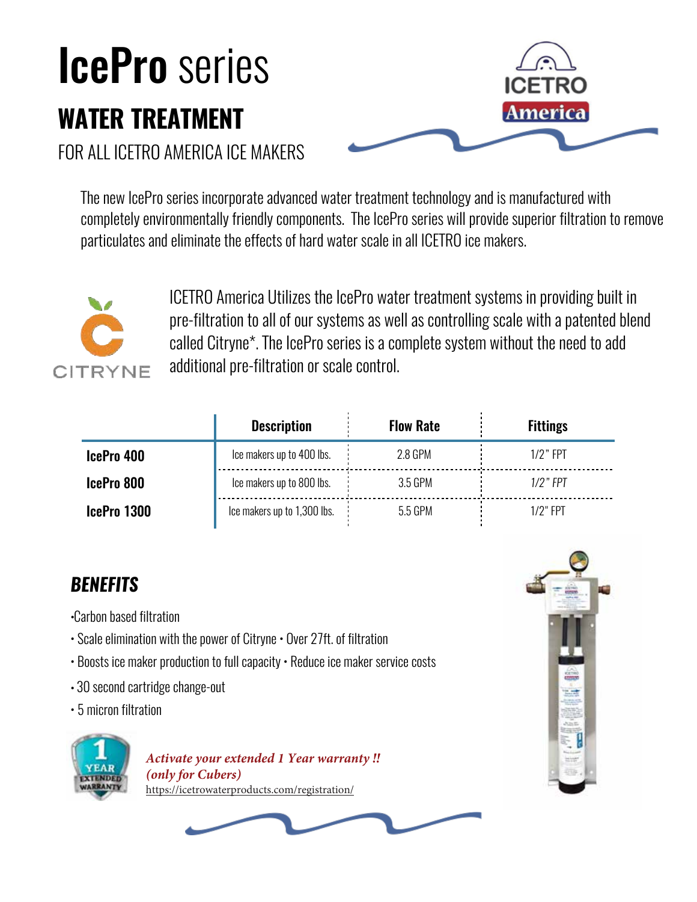# **IcePro** series

## WATER TREATMENT

FOR ALL ICETRO AMERICA ICE MAKERS

ICETRO America

The new IcePro series incorporate advanced water treatment technology and is manufactured with completely environmentally friendly components. The IcePro series will provide superior filtration to remove particulates and eliminate the effects of hard water scale in all ICETRO ice makers.

CITRYNE

ICETRO America Utilizes the IcePro water treatment systems in providing built in pre-filtration to all of our systems as well as controlling scale with a patented blend called Citryne*. The IcePro series is a complete system without the need to add additional pre-filtration or scale control.

| | Description | Flow Rate | Fittings |
|---|---|---|---|
| **IcePro 400** | Ice makers up to 400 lbs. | 2.8 GPM | 1/2" FPT |
| **IcePro 800** | Ice makers up to 800 lbs. | 3.5 GPM | *1/2" FPT* |
| **IcePro 1300** | Ice makers up to 1,300 lbs. | 5.5 GPM | 1/2" FPT |

## *BENEFITS*

•Carbon based filtration

• Scale elimination with the power of Citryne • Over 27ft. of filtration

• Boosts ice maker production to full capacity • Reduce ice maker service costs

• 30 second cartridge change-out

• 5 micron filtration

1 YEAR EXTENDED WARRANTY

***Activate your extended 1 Year warranty !!***
***(only for Cubers)***
https://icetrowaterproducts.com/registration/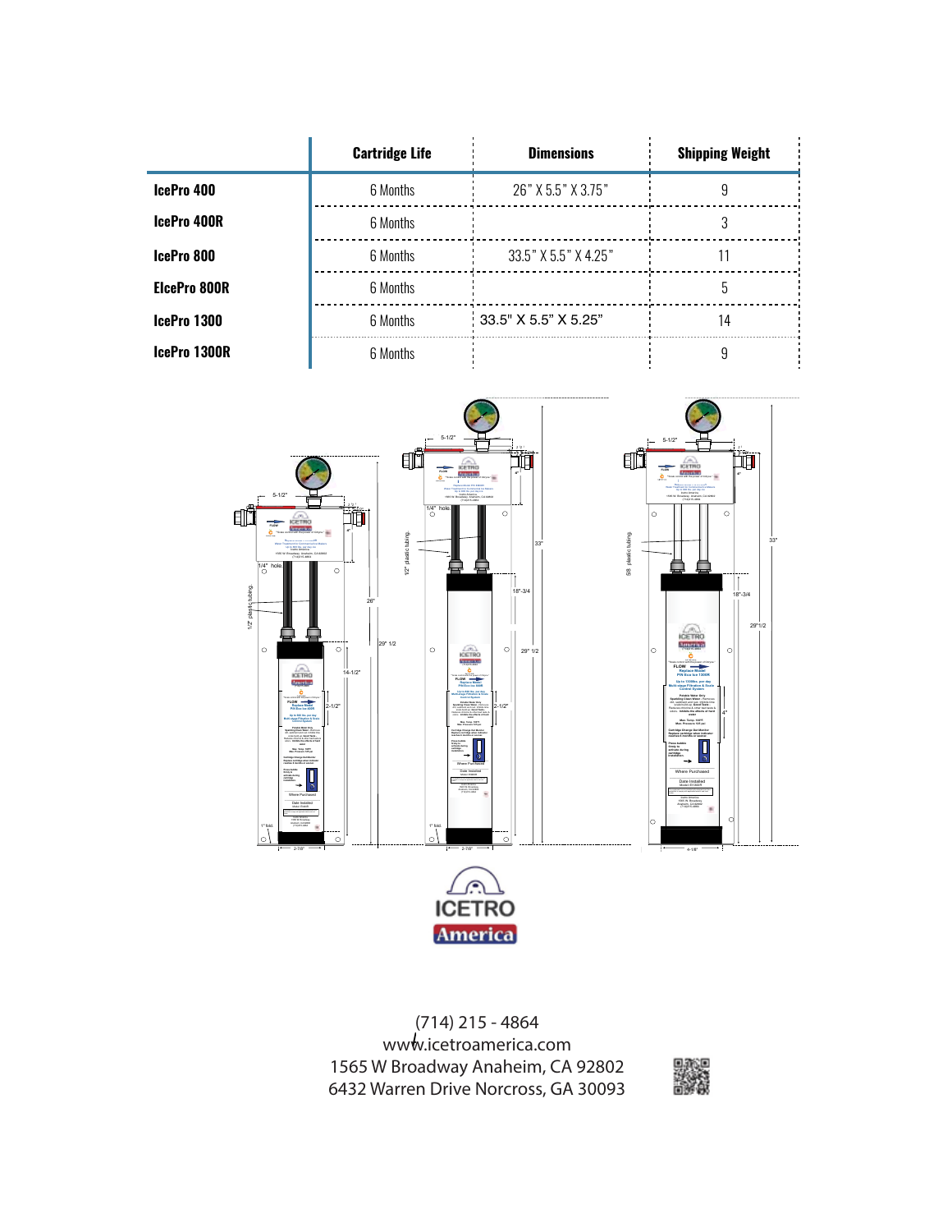| | Cartridge Life | Dimensions | Shipping Weight |
|---|---|---|---|
| **IcePro 400** | 6 Months | 26" X 5.5" X 3.75" | 9 |
| **IcePro 400R** | 6 Months | | 3 |
| **IcePro 800** | 6 Months | 33.5" X 5.5" X 4.25" | 11 |
| **EIcePro 800R** | 6 Months | | 5 |
| **IcePro 1300** | 6 Months | 33.5" X 5.5" X 5.25" | 14 |
| **IcePro 1300R** | 6 Months | | 9 |

5-1/2"

1/4" hole.

1/2" plastic tubing.

26"

29" 1/2

14-1/2"

2-1/2"

1" fold.

2-7/8"

33"

18"-3/4

29" 1/2

5/8" plastic tubing.

29"1/2

4-1/8"

ICETRO America

(714) 215 - 4864
www.icetroamerica.com
1565 W Broadway Anaheim, CA 92802
6432 Warren Drive Norcross, GA 30093